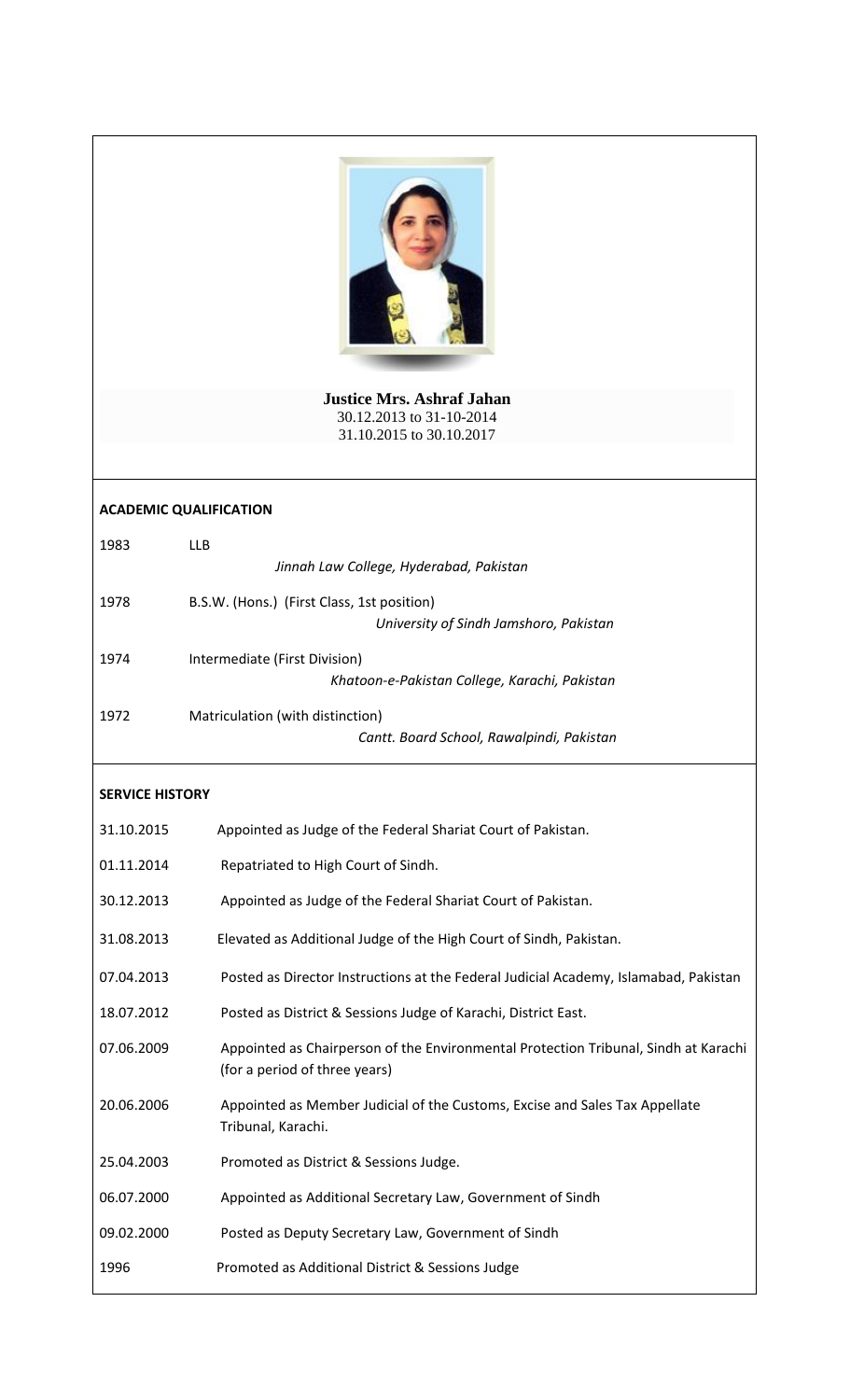**Justice Mrs. Ashraf Jahan**
30.12.2013 to 31-10-2014
31.10.2015 to 30.10.2017

## ACADEMIC QUALIFICATION

| | |
|---|---|
| 1983 | LLB<br>*Jinnah Law College, Hyderabad, Pakistan* |
| 1978 | B.S.W. (Hons.) (First Class, 1st position)<br>*University of Sindh Jamshoro, Pakistan* |
| 1974 | Intermediate (First Division)<br>*Khatoon-e-Pakistan College, Karachi, Pakistan* |
| 1972 | Matriculation (with distinction)<br>*Cantt. Board School, Rawalpindi, Pakistan* |

## SERVICE HISTORY

| | |
|---|---|
| 31.10.2015 | Appointed as Judge of the Federal Shariat Court of Pakistan. |
| 01.11.2014 | Repatriated to High Court of Sindh. |
| 30.12.2013 | Appointed as Judge of the Federal Shariat Court of Pakistan. |
| 31.08.2013 | Elevated as Additional Judge of the High Court of Sindh, Pakistan. |
| 07.04.2013 | Posted as Director Instructions at the Federal Judicial Academy, Islamabad, Pakistan |
| 18.07.2012 | Posted as District & Sessions Judge of Karachi, District East. |
| 07.06.2009 | Appointed as Chairperson of the Environmental Protection Tribunal, Sindh at Karachi (for a period of three years) |
| 20.06.2006 | Appointed as Member Judicial of the Customs, Excise and Sales Tax Appellate Tribunal, Karachi. |
| 25.04.2003 | Promoted as District & Sessions Judge. |
| 06.07.2000 | Appointed as Additional Secretary Law, Government of Sindh |
| 09.02.2000 | Posted as Deputy Secretary Law, Government of Sindh |
| 1996 | Promoted as Additional District & Sessions Judge |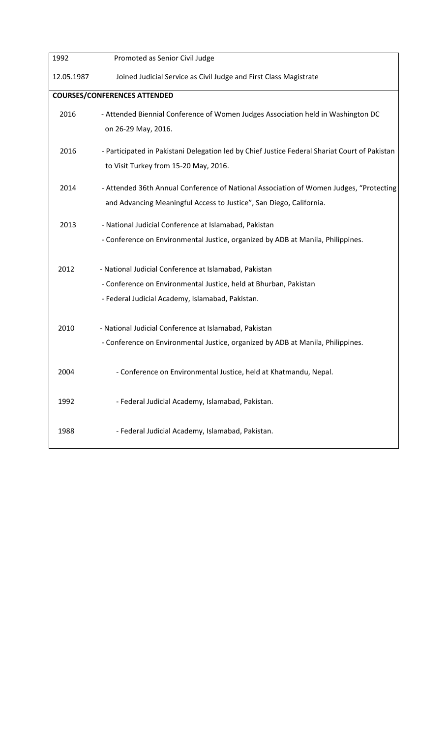| | |
|---|---|
| 1992 | Promoted as Senior Civil Judge |
| 12.05.1987 | Joined Judicial Service as Civil Judge and First Class Magistrate |

**COURSES/CONFERENCES ATTENDED**

| | |
|---|---|
| 2016 | - Attended Biennial Conference of Women Judges Association held in Washington DC on 26-29 May, 2016. |
| 2016 | - Participated in Pakistani Delegation led by Chief Justice Federal Shariat Court of Pakistan to Visit Turkey from 15-20 May, 2016. |
| 2014 | - Attended 36th Annual Conference of National Association of Women Judges, "Protecting and Advancing Meaningful Access to Justice", San Diego, California. |
| 2013 | - National Judicial Conference at Islamabad, Pakistan<br>- Conference on Environmental Justice, organized by ADB at Manila, Philippines. |
| 2012 | - National Judicial Conference at Islamabad, Pakistan<br>- Conference on Environmental Justice, held at Bhurban, Pakistan<br>- Federal Judicial Academy, Islamabad, Pakistan. |
| 2010 | - National Judicial Conference at Islamabad, Pakistan<br>- Conference on Environmental Justice, organized by ADB at Manila, Philippines. |
| 2004 | - Conference on Environmental Justice, held at Khatmandu, Nepal. |
| 1992 | - Federal Judicial Academy, Islamabad, Pakistan. |
| 1988 | - Federal Judicial Academy, Islamabad, Pakistan. |